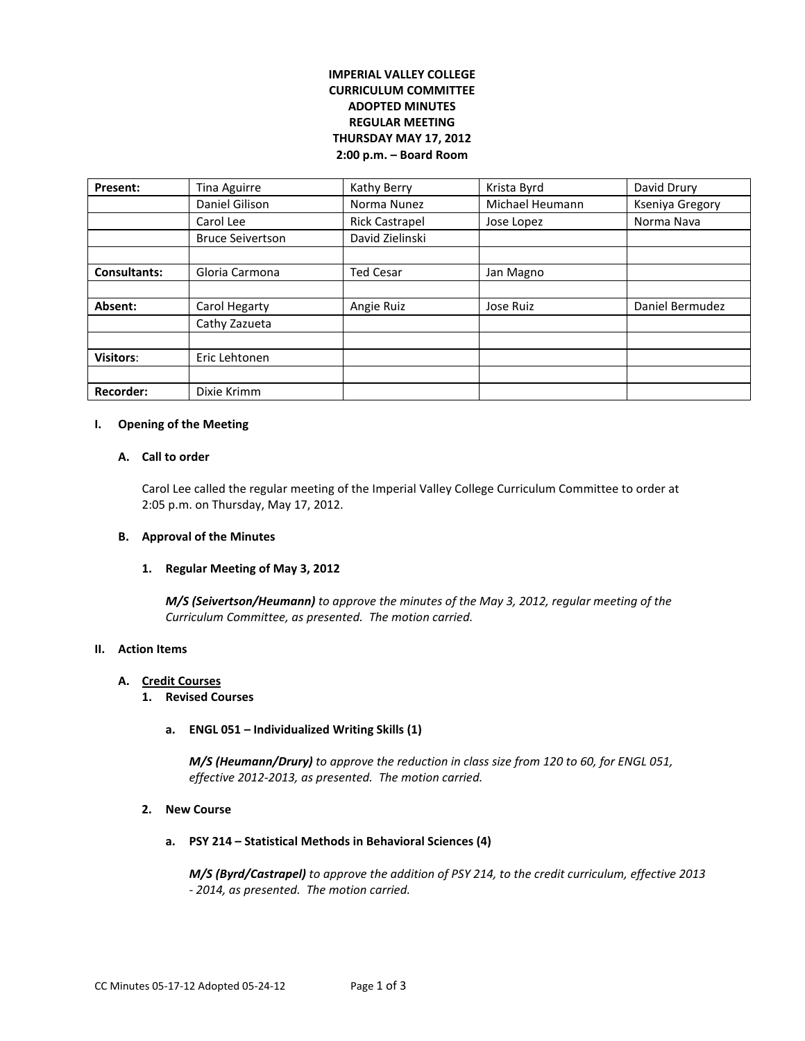# IMPERIAL VALLEY COLLEGE
## CURRICULUM COMMITTEE
## ADOPTED MINUTES
## REGULAR MEETING
## THURSDAY MAY 17, 2012
## 2:00 p.m. – Board Room

| **Present:** | Tina Aguirre | Kathy Berry | Krista Byrd | David Drury |
|---|---|---|---|---|
| | Daniel Gilison | Norma Nunez | Michael Heumann | Kseniya Gregory |
| | Carol Lee | Rick Castrapel | Jose Lopez | Norma Nava |
| | Bruce Seivertson | David Zielinski | | |
| | | | | |
| **Consultants:** | Gloria Carmona | Ted Cesar | Jan Magno | |
| | | | | |
| **Absent:** | Carol Hegarty | Angie Ruiz | Jose Ruiz | Daniel Bermudez |
| | Cathy Zazueta | | | |
| | | | | |
| **Visitors**: | Eric Lehtonen | | | |
| | | | | |
| **Recorder:** | Dixie Krimm | | | |

**I. Opening of the Meeting**

**A. Call to order**

Carol Lee called the regular meeting of the Imperial Valley College Curriculum Committee to order at 2:05 p.m. on Thursday, May 17, 2012.

**B. Approval of the Minutes**

**1. Regular Meeting of May 3, 2012**

***M/S (Seivertson/Heumann)*** *to approve the minutes of the May 3, 2012, regular meeting of the Curriculum Committee, as presented. The motion carried.*

**II. Action Items**

**A. <u>Credit Courses</u>**

**1. Revised Courses**

**a. ENGL 051 – Individualized Writing Skills (1)**

***M/S (Heumann/Drury)*** *to approve the reduction in class size from 120 to 60, for ENGL 051, effective 2012-2013, as presented. The motion carried.*

**2. New Course**

**a. PSY 214 – Statistical Methods in Behavioral Sciences (4)**

***M/S (Byrd/Castrapel)*** *to approve the addition of PSY 214, to the credit curriculum, effective 2013 - 2014, as presented. The motion carried.*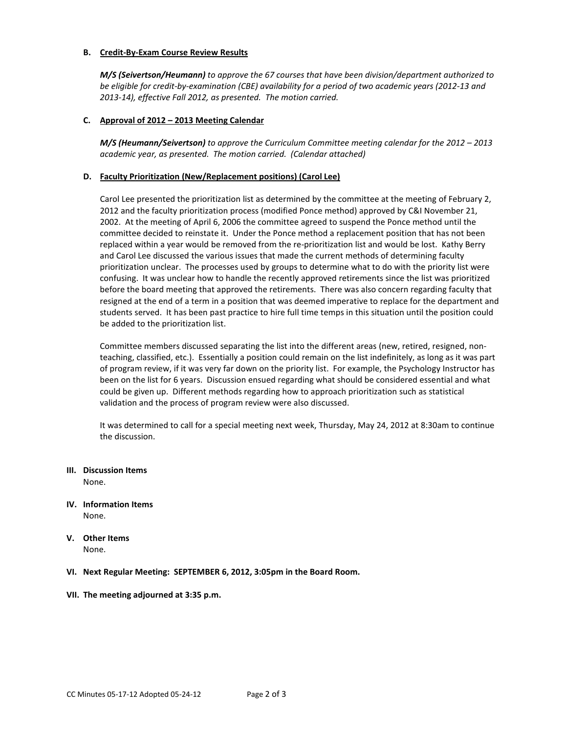**B. Credit-By-Exam Course Review Results**

***M/S (Seivertson/Heumann)*** *to approve the 67 courses that have been division/department authorized to be eligible for credit-by-examination (CBE) availability for a period of two academic years (2012-13 and 2013-14), effective Fall 2012, as presented. The motion carried.*

**C. Approval of 2012 – 2013 Meeting Calendar**

***M/S (Heumann/Seivertson)*** *to approve the Curriculum Committee meeting calendar for the 2012 – 2013 academic year, as presented. The motion carried. (Calendar attached)*

**D. Faculty Prioritization (New/Replacement positions) (Carol Lee)**

Carol Lee presented the prioritization list as determined by the committee at the meeting of February 2, 2012 and the faculty prioritization process (modified Ponce method) approved by C&I November 21, 2002. At the meeting of April 6, 2006 the committee agreed to suspend the Ponce method until the committee decided to reinstate it. Under the Ponce method a replacement position that has not been replaced within a year would be removed from the re-prioritization list and would be lost. Kathy Berry and Carol Lee discussed the various issues that made the current methods of determining faculty prioritization unclear. The processes used by groups to determine what to do with the priority list were confusing. It was unclear how to handle the recently approved retirements since the list was prioritized before the board meeting that approved the retirements. There was also concern regarding faculty that resigned at the end of a term in a position that was deemed imperative to replace for the department and students served. It has been past practice to hire full time temps in this situation until the position could be added to the prioritization list.

Committee members discussed separating the list into the different areas (new, retired, resigned, non-teaching, classified, etc.). Essentially a position could remain on the list indefinitely, as long as it was part of program review, if it was very far down on the priority list. For example, the Psychology Instructor has been on the list for 6 years. Discussion ensued regarding what should be considered essential and what could be given up. Different methods regarding how to approach prioritization such as statistical validation and the process of program review were also discussed.

It was determined to call for a special meeting next week, Thursday, May 24, 2012 at 8:30am to continue the discussion.

**III. Discussion Items**

None.

**IV. Information Items**

None.

**V. Other Items**

None.

**VI. Next Regular Meeting: SEPTEMBER 6, 2012, 3:05pm in the Board Room.**

**VII. The meeting adjourned at 3:35 p.m.**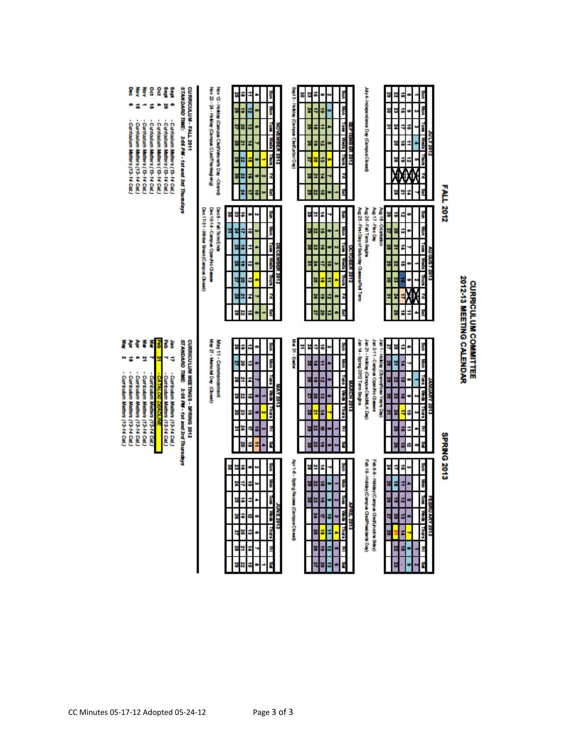# CURRICULUM COMMITTEE
# 2012-13 MEETING CALENDAR

## FALL 2012

**JULY 2012**

| Sun | Mon | Tues | Weds | Thurs | Fri | Sat |
|---|---|---|---|---|---|---|
| 1 | 2 | 3 | 4 | 5 | 6 | 7 |
| 8 | 9 | 10 | 11 | 12 | 13 | 14 |
| 15 | 16 | 17 | 18 | 19 | 20 | 21 |
| 22 | 23 | 24 | 25 | 26 | 27 | 28 |
| 29 | 30 | 31 | | | | |

Jul 4 - Independence Day (Campus Closed)

**AUGUST 2012**

| Sun | Mon | Tues | Weds | Thurs | Fri | Sat |
|---|---|---|---|---|---|---|
| | | | 1 | 2 | 3 | 4 |
| 5 | 6 | 7 | 8 | 9 | 10 | 11 |
| 12 | 13 | 14 | 15 | 16 | 17 | 18 |
| 19 | 20 | 21 | 22 | 23 | 24 | 25 |
| 26 | 27 | 28 | 29 | 30 | 31 | |

Aug 16 - Orientation
Aug 17 - Flex Day
Aug 20 - Fall Term Begins
Aug 25 - First Day of Saturday Classes/Fall Term

**SEPTEMBER 2012**

| Sun | Mon | Tues | Weds | Thurs | Fri | Sat |
|---|---|---|---|---|---|---|
| | | | | | | 1 |
| 2 | 3 | 4 | 5 | 6 | 7 | 8 |
| 9 | 10 | 11 | 12 | 13 | 14 | 15 |
| 16 | 17 | 18 | 19 | 20 | 21 | 22 |
| 23 | 24 | 25 | 26 | 27 | 28 | 29 |
| 30 | | | | | | |

Sept 3 - Holiday (Campus Closed/Labor Day)

**OCTOBER 2012**

| Sun | Mon | Tues | Weds | Thurs | Fri | Sat |
|---|---|---|---|---|---|---|
| | 1 | 2 | 3 | 4 | 5 | 6 |
| 7 | 8 | 9 | 10 | 11 | 12 | 13 |
| 14 | 15 | 16 | 17 | 18 | 19 | 20 |
| 21 | 22 | 23 | 24 | 25 | 26 | 27 |
| 28 | 29 | 30 | 31 | | | |

**NOVEMBER 2012**

| Sun | Mon | Tues | Weds | Thurs | Fri | Sat |
|---|---|---|---|---|---|---|
| | | | | 1 | 2 | 3 |
| 4 | 5 | 6 | 7 | 8 | 9 | 10 |
| 11 | 12 | 13 | 14 | 15 | 16 | 17 |
| 18 | 19 | 20 | 21 | 22 | 23 | 24 |
| 25 | 26 | 27 | 28 | 29 | 30 | |

Nov 12 - Holiday (Campus Closed/Veteran's Day - Observ)
Nov 22 - 24 - Holiday (Campus Closed/Thanksgiving)

**DECEMBER 2012**

| Sun | Mon | Tues | Weds | Thurs | Fri | Sat |
|---|---|---|---|---|---|---|
| | | | | | | 1 |
| 2 | 3 | 4 | 5 | 6 | 7 | 8 |
| 9 | 10 | 11 | 12 | 13 | 14 | 15 |
| 16 | 17 | 18 | 19 | 20 | 21 | 22 |
| 23 | 24 | 25 | 26 | 27 | 28 | 29 |
| 30 | 31 | | | | | |

Dec 8 - Fall Term Ends
Dec 10-14 - Campus Open/No Classes
Dec 17-31 - Winter Break (Campus Closed)

**CURRICULUM - FALL 2011**
**STANDARD TIME: 3:05 PM - 1st and 3rd Thursdays**

- Sept 6 - Curriculum Matters (13-14 Cat.)
- Sept 20 - Curriculum Matters (13-14 Cat.)
- Oct 4 - Curriculum Matters (13-14 Cat.)
- Oct 18 - Curriculum Matters (13-14 Cat.)
- Nov 1 - Curriculum Matters (13-14 Cat.)
- Nov 15 - Curriculum Matters (13-14 Cat.)
- Dec 6 - Curriculum Matters (13-14 Cat.)

## SPRING 2013

**JANUARY 2013**

| Sun | Mon | Tues | Weds | Thurs | Fri | Sat |
|---|---|---|---|---|---|---|
| | | 1 | 2 | 3 | 4 | 5 |
| 6 | 7 | 8 | 9 | 10 | 11 | 12 |
| 13 | 14 | 15 | 16 | 17 | 18 | 19 |
| 20 | 21 | 22 | 23 | 24 | 25 | 26 |
| 27 | 28 | 29 | 30 | 31 | | |

Jan 1 - Holiday (Observ/New Years Day)
Jan 2-11 - Campus Open/No Classes
Jan 21 - Holiday (Campus Closed/MLK Day)
Jan 14 - Spring 2012 Term Begins

**FEBRUARY 2013**

| Sun | Mon | Tues | Weds | Thurs | Fri | Sat |
|---|---|---|---|---|---|---|
| | | | | | 1 | 2 |
| 3 | 4 | 5 | 6 | 7 | 8 | 9 |
| 10 | 11 | 12 | 13 | 14 | 15 | 16 |
| 17 | 18 | 19 | 20 | 21 | 22 | 23 |
| 24 | 25 | 26 | 27 | 28 | | |

Feb 8-9 - Holiday (Campus Closed/Lincoln's Bday)
Feb 18 - Holiday (Campus Closed/Presidents Day)

**MARCH 2013**

| Sun | Mon | Tues | Weds | Thurs | Fri | Sat |
|---|---|---|---|---|---|---|
| | | | | | 1 | 2 |
| 3 | 4 | 5 | 6 | 7 | 8 | 9 |
| 10 | 11 | 12 | 13 | 14 | 15 | 16 |
| 17 | 18 | 19 | 20 | 21 | 22 | 23 |
| 24 | 25 | 26 | 27 | 28 | 29 | 30 |
| 31 | | | | | | |

Mar 31 - Easter

**APRIL 2013**

| Sun | Mon | Tues | Weds | Thurs | Fri | Sat |
|---|---|---|---|---|---|---|
| | 1 | 2 | 3 | 4 | 5 | 6 |
| 7 | 8 | 9 | 10 | 11 | 12 | 13 |
| 14 | 15 | 16 | 17 | 18 | 19 | 20 |
| 21 | 22 | 23 | 24 | 25 | 26 | 27 |
| 28 | 29 | 30 | | | | |

Apr 1-6 - Spring Recess (Campus Closed)

**MAY 2013**

| Sun | Mon | Tues | Weds | Thurs | Fri | Sat |
|---|---|---|---|---|---|---|
| | | | 1 | 2 | 3 | 4 |
| 5 | 6 | 7 | 8 | 9 | 10 | 11 |
| 12 | 13 | 14 | 15 | 16 | 17 | 18 |
| 19 | 20 | 21 | 22 | 23 | 24 | 25 |
| 26 | 27 | 28 | 29 | 30 | 31 | |

May 11 - Commencement
May 27 - Memorial Day (Closed)

**JUNE 2013**

| Sun | Mon | Tues | Weds | Thurs | Fri | Sat |
|---|---|---|---|---|---|---|
| | | | | | | 1 |
| 2 | 3 | 4 | 5 | 6 | 7 | 8 |
| 9 | 10 | 11 | 12 | 13 | 14 | 15 |
| 16 | 17 | 18 | 19 | 20 | 21 | 22 |
| 23 | 24 | 25 | 26 | 27 | 28 | 29 |
| 30 | | | | | | |

**CURRICULUM MEETINGS - SPRING 2012**
**STANDARD TIME: 3:05 PM - 1st and 3rd Thursdays**

- Jan 17 - Curriculum Matters (13-14 Cat.)
- Feb 7 - Curriculum Matters (13-14 Cat.)
- **Feb 21 - CATALOG DEADLINE**
- Mar 7 - Curriculum Matters (13-14 Cat.)
- Mar 21 - Curriculum Matters (13-14 Cat.)
- Apr 4 - Curriculum Matters (13-14 Cat.)
- Apr 18 - Curriculum Matters (13-14 Cat.)
- May 2 - Curriculum Matters (13-14 Cat.)

CC Minutes 05-17-12 Adopted 05-24-12